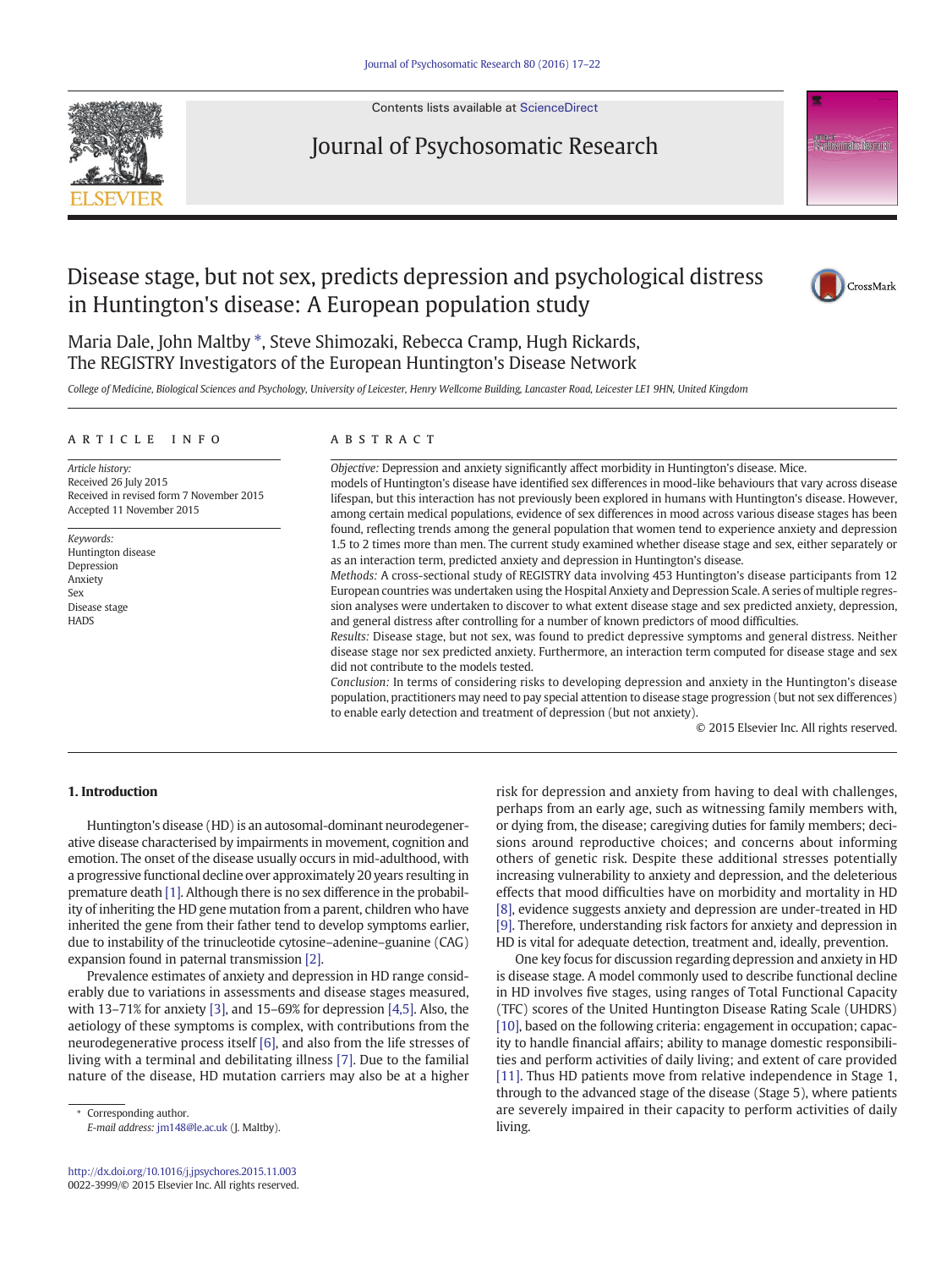# Disease stage, but not sex, predicts depression and psychological distress in Huntington's disease: A European population study

Maria Dale, John Maltby *, Steve Shimozaki, Rebecca Cramp, Hugh Rickards, The REGISTRY Investigators of the European Huntington's Disease Network

*College of Medicine, Biological Sciences and Psychology, University of Leicester, Henry Wellcome Building, Lancaster Road, Leicester LE1 9HN, United Kingdom*

## ARTICLE INFO

*Article history:*
Received 26 July 2015
Received in revised form 7 November 2015
Accepted 11 November 2015

*Keywords:*
Huntington disease
Depression
Anxiety
Sex
Disease stage
HADS

## ABSTRACT

*Objective:* Depression and anxiety significantly affect morbidity in Huntington's disease. Mice.
models of Huntington's disease have identified sex differences in mood-like behaviours that vary across disease lifespan, but this interaction has not previously been explored in humans with Huntington's disease. However, among certain medical populations, evidence of sex differences in mood across various disease stages has been found, reflecting trends among the general population that women tend to experience anxiety and depression 1.5 to 2 times more than men. The current study examined whether disease stage and sex, either separately or as an interaction term, predicted anxiety and depression in Huntington's disease.

*Methods:* A cross-sectional study of REGISTRY data involving 453 Huntington's disease participants from 12 European countries was undertaken using the Hospital Anxiety and Depression Scale. A series of multiple regression analyses were undertaken to discover to what extent disease stage and sex predicted anxiety, depression, and general distress after controlling for a number of known predictors of mood difficulties.

*Results:* Disease stage, but not sex, was found to predict depressive symptoms and general distress. Neither disease stage nor sex predicted anxiety. Furthermore, an interaction term computed for disease stage and sex did not contribute to the models tested.

*Conclusion:* In terms of considering risks to developing depression and anxiety in the Huntington's disease population, practitioners may need to pay special attention to disease stage progression (but not sex differences) to enable early detection and treatment of depression (but not anxiety).

© 2015 Elsevier Inc. All rights reserved.

## 1. Introduction

Huntington's disease (HD) is an autosomal-dominant neurodegenerative disease characterised by impairments in movement, cognition and emotion. The onset of the disease usually occurs in mid-adulthood, with a progressive functional decline over approximately 20 years resulting in premature death [1]. Although there is no sex difference in the probability of inheriting the HD gene mutation from a parent, children who have inherited the gene from their father tend to develop symptoms earlier, due to instability of the trinucleotide cytosine–adenine–guanine (CAG) expansion found in paternal transmission [2].

Prevalence estimates of anxiety and depression in HD range considerably due to variations in assessments and disease stages measured, with 13–71% for anxiety [3], and 15–69% for depression [4,5]. Also, the aetiology of these symptoms is complex, with contributions from the neurodegenerative process itself [6], and also from the life stresses of living with a terminal and debilitating illness [7]. Due to the familial nature of the disease, HD mutation carriers may also be at a higher risk for depression and anxiety from having to deal with challenges, perhaps from an early age, such as witnessing family members with, or dying from, the disease; caregiving duties for family members; decisions around reproductive choices; and concerns about informing others of genetic risk. Despite these additional stresses potentially increasing vulnerability to anxiety and depression, and the deleterious effects that mood difficulties have on morbidity and mortality in HD [8], evidence suggests anxiety and depression are under-treated in HD [9]. Therefore, understanding risk factors for anxiety and depression in HD is vital for adequate detection, treatment and, ideally, prevention.

One key focus for discussion regarding depression and anxiety in HD is disease stage. A model commonly used to describe functional decline in HD involves five stages, using ranges of Total Functional Capacity (TFC) scores of the United Huntington Disease Rating Scale (UHDRS) [10], based on the following criteria: engagement in occupation; capacity to handle financial affairs; ability to manage domestic responsibilities and perform activities of daily living; and extent of care provided [11]. Thus HD patients move from relative independence in Stage 1, through to the advanced stage of the disease (Stage 5), where patients are severely impaired in their capacity to perform activities of daily living.

\* Corresponding author.
*E-mail address:* jm148@le.ac.uk (J. Maltby).

http://dx.doi.org/10.1016/j.jpsychores.2015.11.003
0022-3999/© 2015 Elsevier Inc. All rights reserved.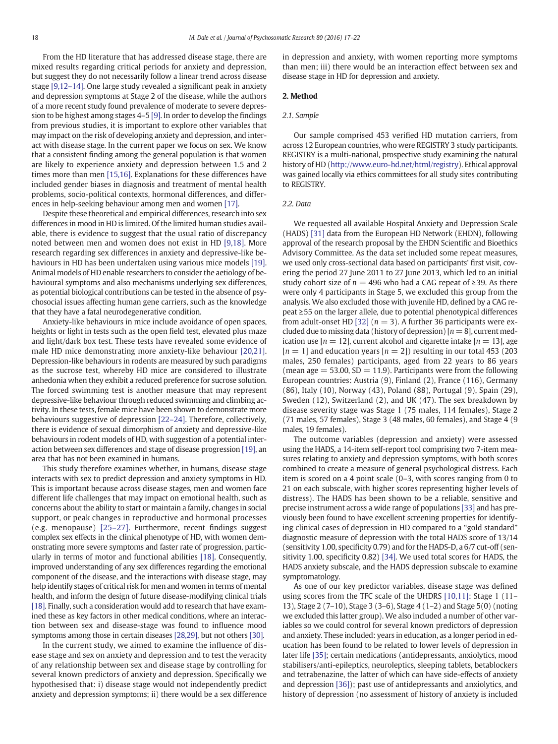From the HD literature that has addressed disease stage, there are mixed results regarding critical periods for anxiety and depression, but suggest they do not necessarily follow a linear trend across disease stage [9,12–14]. One large study revealed a significant peak in anxiety and depression symptoms at Stage 2 of the disease, while the authors of a more recent study found prevalence of moderate to severe depression to be highest among stages 4–5 [9]. In order to develop the findings from previous studies, it is important to explore other variables that may impact on the risk of developing anxiety and depression, and interact with disease stage. In the current paper we focus on sex. We know that a consistent finding among the general population is that women are likely to experience anxiety and depression between 1.5 and 2 times more than men [15,16]. Explanations for these differences have included gender biases in diagnosis and treatment of mental health problems, socio-political contexts, hormonal differences, and differences in help-seeking behaviour among men and women [17].

Despite these theoretical and empirical differences, research into sex differences in mood in HD is limited. Of the limited human studies available, there is evidence to suggest that the usual ratio of discrepancy noted between men and women does not exist in HD [9,18]. More research regarding sex differences in anxiety and depressive-like behaviours in HD has been undertaken using various mice models [19]. Animal models of HD enable researchers to consider the aetiology of behavioural symptoms and also mechanisms underlying sex differences, as potential biological contributions can be tested in the absence of psychosocial issues affecting human gene carriers, such as the knowledge that they have a fatal neurodegenerative condition.

Anxiety-like behaviours in mice include avoidance of open spaces, heights or light in tests such as the open field test, elevated plus maze and light/dark box test. These tests have revealed some evidence of male HD mice demonstrating more anxiety-like behaviour [20,21]. Depression-like behaviours in rodents are measured by such paradigms as the sucrose test, whereby HD mice are considered to illustrate anhedonia when they exhibit a reduced preference for sucrose solution. The forced swimming test is another measure that may represent depressive-like behaviour through reduced swimming and climbing activity. In these tests, female mice have been shown to demonstrate more behaviours suggestive of depression [22–24]. Therefore, collectively, there is evidence of sexual dimorphism of anxiety and depressive-like behaviours in rodent models of HD, with suggestion of a potential interaction between sex differences and stage of disease progression [19], an area that has not been examined in humans.

This study therefore examines whether, in humans, disease stage interacts with sex to predict depression and anxiety symptoms in HD. This is important because across disease stages, men and women face different life challenges that may impact on emotional health, such as concerns about the ability to start or maintain a family, changes in social support, or peak changes in reproductive and hormonal processes (e.g. menopause) [25–27]. Furthermore, recent findings suggest complex sex effects in the clinical phenotype of HD, with women demonstrating more severe symptoms and faster rate of progression, particularly in terms of motor and functional abilities [18]. Consequently, improved understanding of any sex differences regarding the emotional component of the disease, and the interactions with disease stage, may help identify stages of critical risk for men and women in terms of mental health, and inform the design of future disease-modifying clinical trials [18]. Finally, such a consideration would add to research that have examined these as key factors in other medical conditions, where an interaction between sex and disease-stage was found to influence mood symptoms among those in certain diseases [28,29], but not others [30].

In the current study, we aimed to examine the influence of disease stage and sex on anxiety and depression and to test the veracity of any relationship between sex and disease stage by controlling for several known predictors of anxiety and depression. Specifically we hypothesised that: i) disease stage would not independently predict anxiety and depression symptoms; ii) there would be a sex difference in depression and anxiety, with women reporting more symptoms than men; iii) there would be an interaction effect between sex and disease stage in HD for depression and anxiety.

## 2. Method

### 2.1. Sample

Our sample comprised 453 verified HD mutation carriers, from across 12 European countries, who were REGISTRY 3 study participants. REGISTRY is a multi-national, prospective study examining the natural history of HD (http://www.euro-hd.net/html/registry). Ethical approval was gained locally via ethics committees for all study sites contributing to REGISTRY.

### 2.2. Data

We requested all available Hospital Anxiety and Depression Scale (HADS) [31] data from the European HD Network (EHDN), following approval of the research proposal by the EHDN Scientific and Bioethics Advisory Committee. As the data set included some repeat measures, we used only cross-sectional data based on participants' first visit, covering the period 27 June 2011 to 27 June 2013, which led to an initial study cohort size of $n = 496$ who had a CAG repeat of ≥39. As there were only 4 participants in Stage 5, we excluded this group from the analysis. We also excluded those with juvenile HD, defined by a CAG repeat ≥55 on the larger allele, due to potential phenotypical differences from adult-onset HD [32] ($n = 3$). A further 36 participants were excluded due to missing data (history of depression) [$n = 8$], current medication use [$n = 12$], current alcohol and cigarette intake [$n = 13$], age [$n = 1$] and education years [$n = 2$]) resulting in our total 453 (203 males, 250 females) participants, aged from 22 years to 86 years (mean age = 53.00, SD = 11.9). Participants were from the following European countries: Austria (9), Finland (2), France (116), Germany (86), Italy (10), Norway (43), Poland (88), Portugal (9), Spain (29), Sweden (12), Switzerland (2), and UK (47). The sex breakdown by disease severity stage was Stage 1 (75 males, 114 females), Stage 2 (71 males, 57 females), Stage 3 (48 males, 60 females), and Stage 4 (9 males, 19 females).

The outcome variables (depression and anxiety) were assessed using the HADS, a 14-item self-report tool comprising two 7-item measures relating to anxiety and depression symptoms, with both scores combined to create a measure of general psychological distress. Each item is scored on a 4 point scale (0–3, with scores ranging from 0 to 21 on each subscale, with higher scores representing higher levels of distress). The HADS has been shown to be a reliable, sensitive and precise instrument across a wide range of populations [33] and has previously been found to have excellent screening properties for identifying clinical cases of depression in HD compared to a "gold standard" diagnostic measure of depression with the total HADS score of 13/14 (sensitivity 1.00, specificity 0.79) and for the HADS-D, a 6/7 cut-off (sensitivity 1.00, specificity 0.82) [34]. We used total scores for HADS, the HADS anxiety subscale, and the HADS depression subscale to examine symptomatology.

As one of our key predictor variables, disease stage was defined using scores from the TFC scale of the UHDRS [10,11]: Stage 1 (11–13), Stage 2 (7–10), Stage 3 (3–6), Stage 4 (1–2) and Stage 5(0) (noting we excluded this latter group). We also included a number of other variables so we could control for several known predictors of depression and anxiety. These included: years in education, as a longer period in education has been found to be related to lower levels of depression in later life [35]; certain medications (antidepressants, anxiolytics, mood stabilisers/anti-epileptics, neuroleptics, sleeping tablets, betablockers and tetrabenazine, the latter of which can have side-effects of anxiety and depression [36]); past use of antidepressants and anxiolytics, and history of depression (no assessment of history of anxiety is included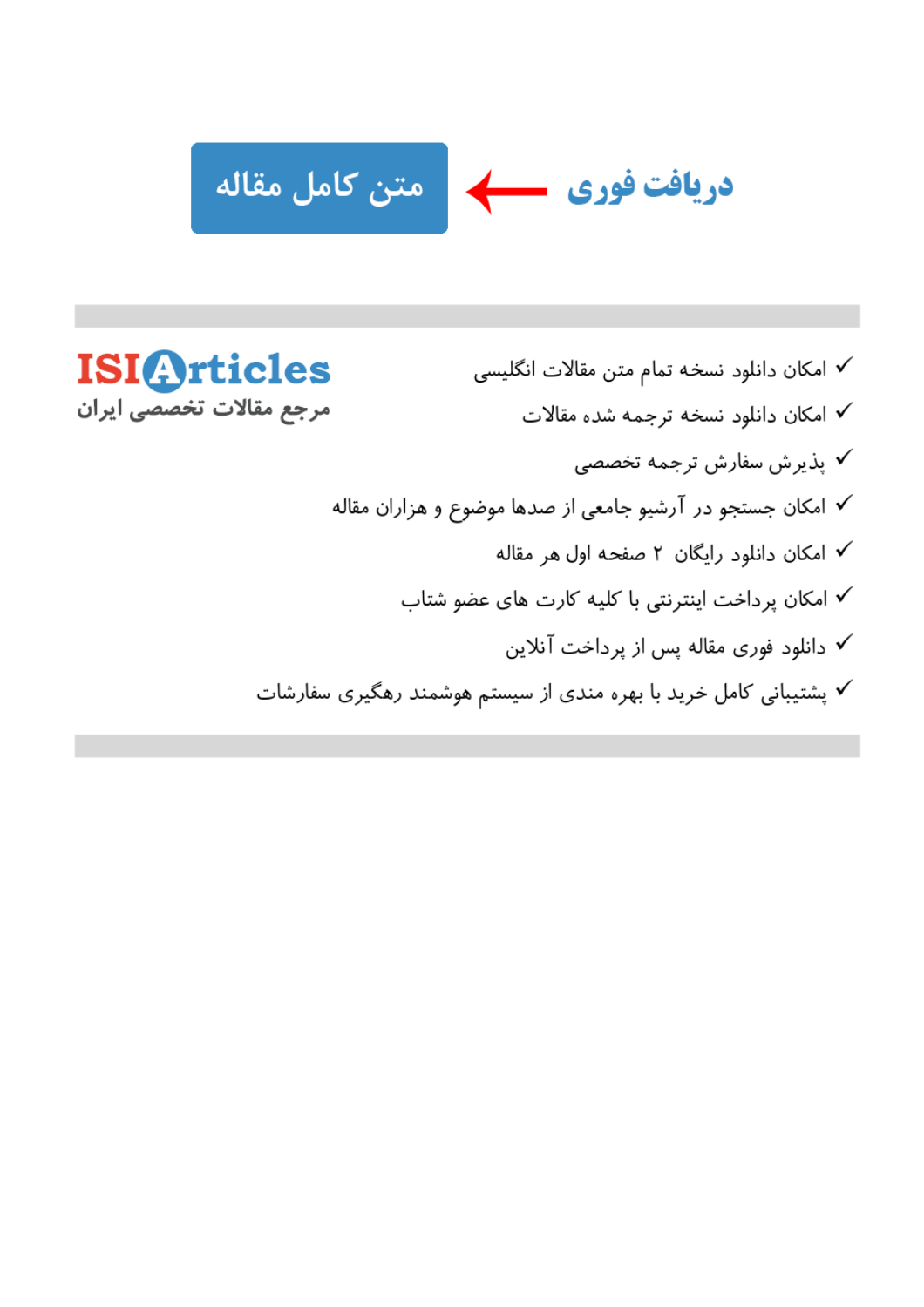دریافت فوری ← متن کامل مقاله

**ISIArticles**
مرجع مقالات تخصصی ایران

- ✓ امکان دانلود نسخه تمام متن مقالات انگلیسی
- ✓ امکان دانلود نسخه ترجمه شده مقالات
- ✓ پذیرش سفارش ترجمه تخصصی
- ✓ امکان جستجو در آرشیو جامعی از صدها موضوع و هزاران مقاله
- ✓ امکان دانلود رایگان ۲ صفحه اول هر مقاله
- ✓ امکان پرداخت اینترنتی با کلیه کارت های عضو شتاب
- ✓ دانلود فوری مقاله پس از پرداخت آنلاین
- ✓ پشتیبانی کامل خرید با بهره مندی از سیستم هوشمند رهگیری سفارشات